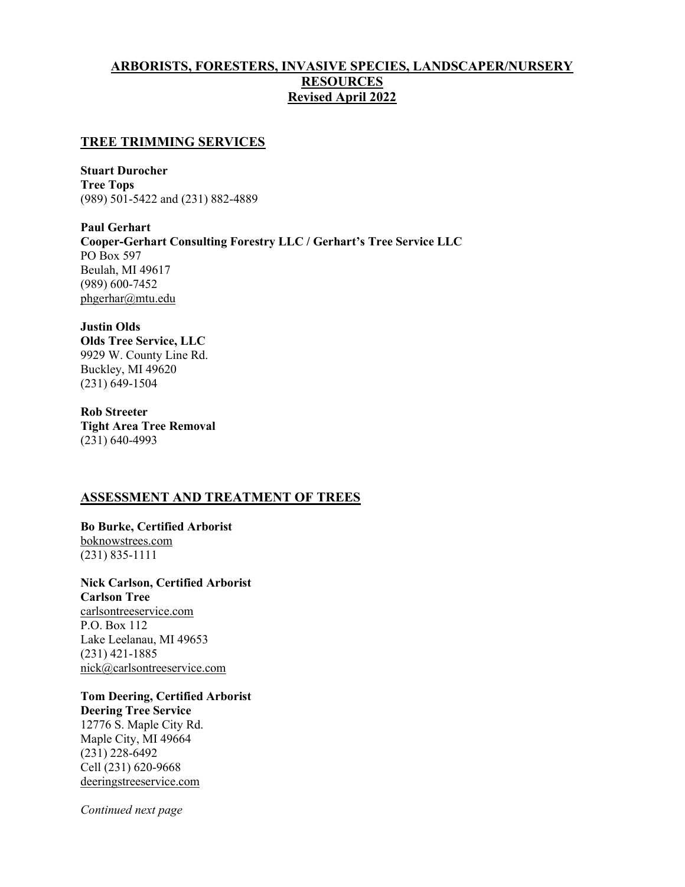# ARBORISTS, FORESTERS, INVASIVE SPECIES, LANDSCAPER/NURSERY RESOURCES

**Revised April 2022**

## TREE TRIMMING SERVICES

**Stuart Durocher**
**Tree Tops**
(989) 501-5422 and (231) 882-4889

**Paul Gerhart**
**Cooper-Gerhart Consulting Forestry LLC / Gerhart's Tree Service LLC**
PO Box 597
Beulah, MI 49617
(989) 600-7452
phgerhar@mtu.edu

**Justin Olds**
**Olds Tree Service, LLC**
9929 W. County Line Rd.
Buckley, MI 49620
(231) 649-1504

**Rob Streeter**
**Tight Area Tree Removal**
(231) 640-4993

## ASSESSMENT AND TREATMENT OF TREES

**Bo Burke, Certified Arborist**
boknowstrees.com
(231) 835-1111

**Nick Carlson, Certified Arborist**
**Carlson Tree**
carlsontreeservice.com
P.O. Box 112
Lake Leelanau, MI 49653
(231) 421-1885
nick@carlsontreeservice.com

**Tom Deering, Certified Arborist**
**Deering Tree Service**
12776 S. Maple City Rd.
Maple City, MI 49664
(231) 228-6492
Cell (231) 620-9668
deeringstreeservice.com

*Continued next page*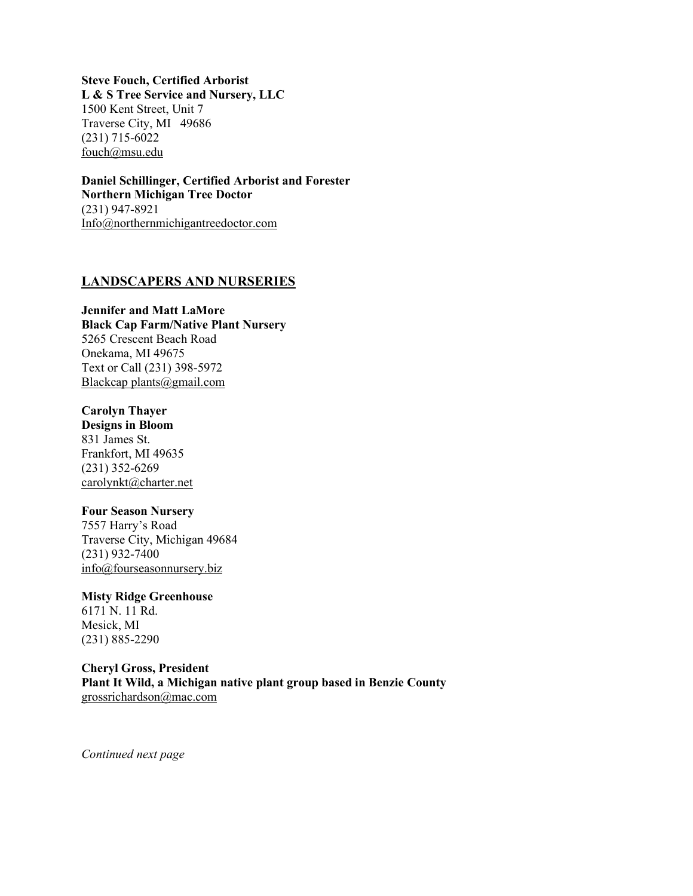**Steve Fouch, Certified Arborist**
**L & S Tree Service and Nursery, LLC**
1500 Kent Street, Unit 7
Traverse City, MI 49686
(231) 715-6022
fouch@msu.edu

**Daniel Schillinger, Certified Arborist and Forester**
**Northern Michigan Tree Doctor**
(231) 947-8921
Info@northernmichigantreedoctor.com

## LANDSCAPERS AND NURSERIES

**Jennifer and Matt LaMore**
**Black Cap Farm/Native Plant Nursery**
5265 Crescent Beach Road
Onekama, MI 49675
Text or Call (231) 398-5972
Blackcap plants@gmail.com

**Carolyn Thayer**
**Designs in Bloom**
831 James St.
Frankfort, MI 49635
(231) 352-6269
carolynkt@charter.net

**Four Season Nursery**
7557 Harry's Road
Traverse City, Michigan 49684
(231) 932-7400
info@fourseasonnursery.biz

**Misty Ridge Greenhouse**
6171 N. 11 Rd.
Mesick, MI
(231) 885-2290

**Cheryl Gross, President**
**Plant It Wild, a Michigan native plant group based in Benzie County**
grossrichardson@mac.com

*Continued next page*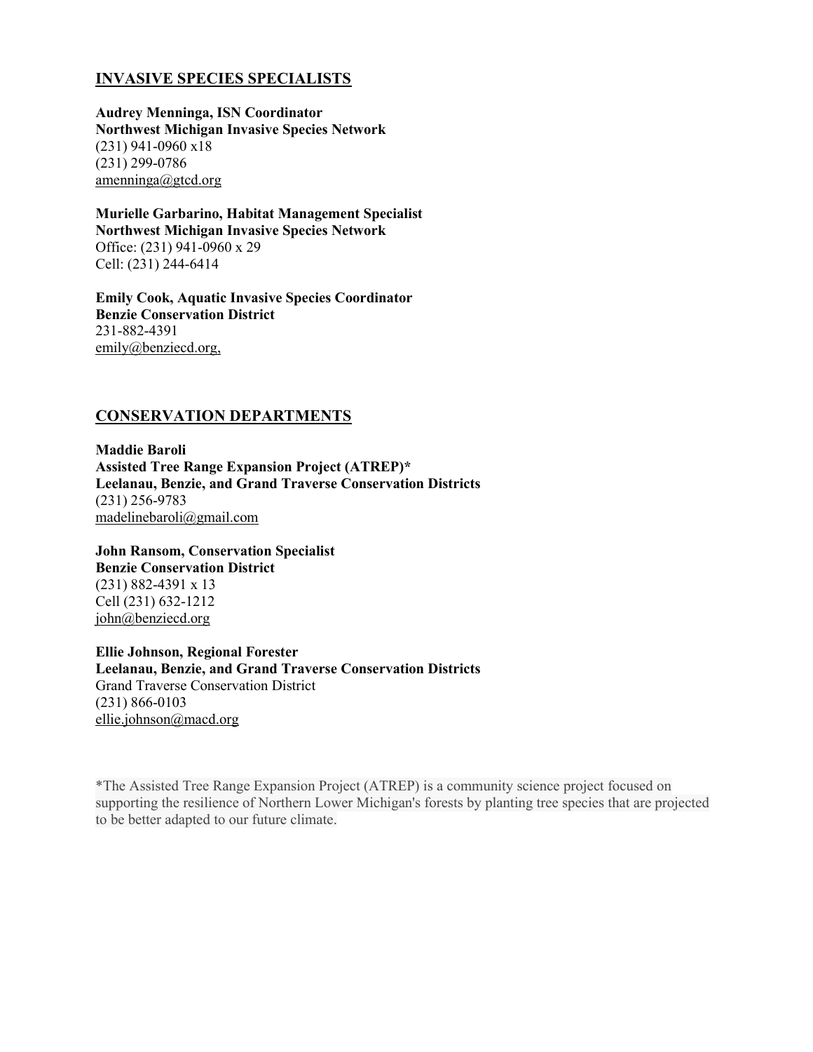## INVASIVE SPECIES SPECIALISTS

**Audrey Menninga, ISN Coordinator**
**Northwest Michigan Invasive Species Network**
(231) 941-0960 x18
(231) 299-0786
amenninga@gtcd.org

**Murielle Garbarino, Habitat Management Specialist**
**Northwest Michigan Invasive Species Network**
Office: (231) 941-0960 x 29
Cell: (231) 244-6414

**Emily Cook, Aquatic Invasive Species Coordinator**
**Benzie Conservation District**
231-882-4391
emily@benziecd.org,

## CONSERVATION DEPARTMENTS

**Maddie Baroli**
**Assisted Tree Range Expansion Project (ATREP)***
**Leelanau, Benzie, and Grand Traverse Conservation Districts**
(231) 256-9783
madelinebaroli@gmail.com

**John Ransom, Conservation Specialist**
**Benzie Conservation District**
(231) 882-4391 x 13
Cell (231) 632-1212
john@benziecd.org

**Ellie Johnson, Regional Forester**
**Leelanau, Benzie, and Grand Traverse Conservation Districts**
Grand Traverse Conservation District
(231) 866-0103
ellie.johnson@macd.org

*The Assisted Tree Range Expansion Project (ATREP) is a community science project focused on supporting the resilience of Northern Lower Michigan's forests by planting tree species that are projected to be better adapted to our future climate.